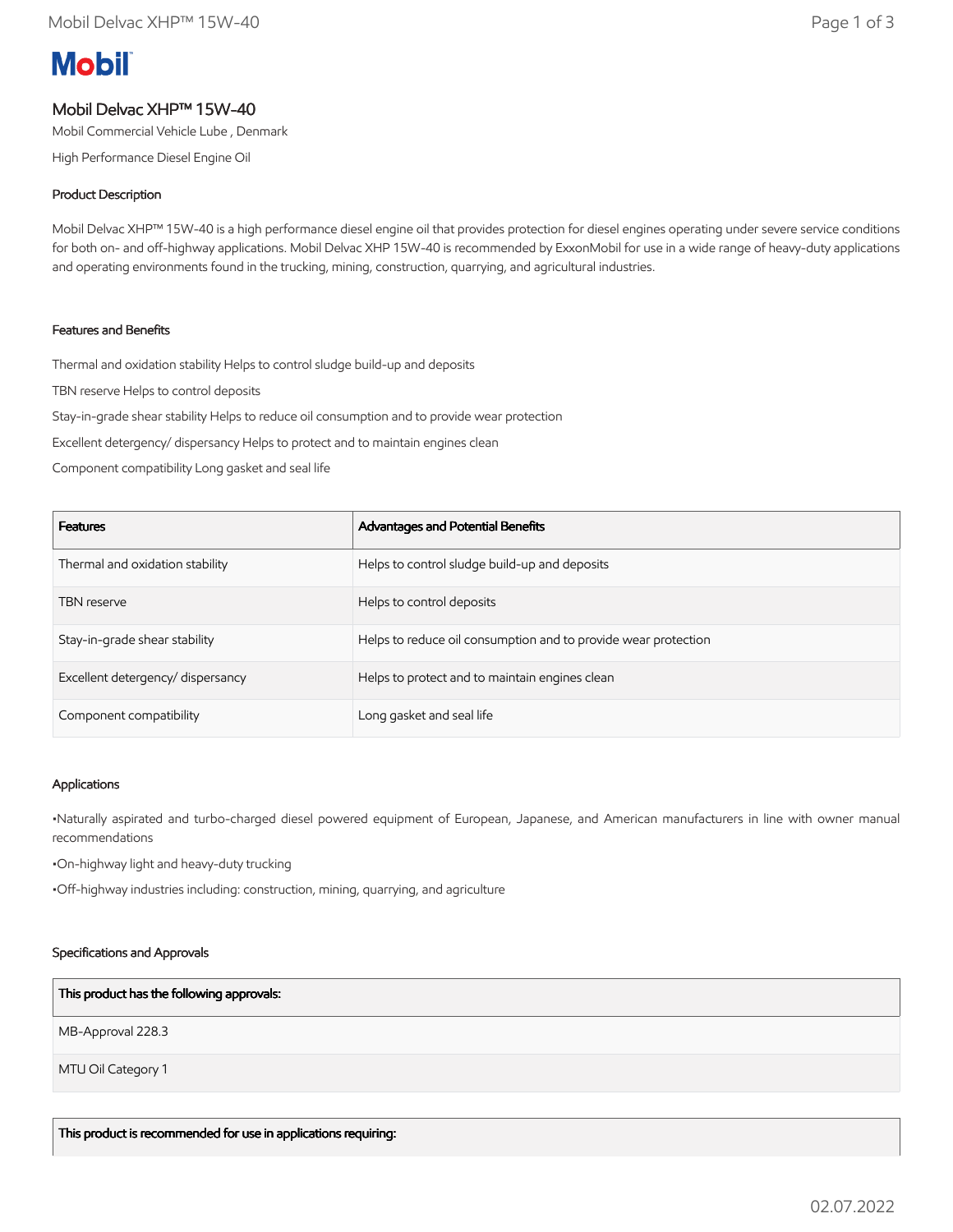Mobil

# Mobil Delvac XHP™ 15W-40

Mobil Commercial Vehicle Lube , Denmark

High Performance Diesel Engine Oil

## Product Description

Mobil Delvac XHP™ 15W-40 is a high performance diesel engine oil that provides protection for diesel engines operating under severe service conditions for both on- and off-highway applications. Mobil Delvac XHP 15W-40 is recommended by ExxonMobil for use in a wide range of heavy-duty applications and operating environments found in the trucking, mining, construction, quarrying, and agricultural industries.

## Features and Benefits

Thermal and oxidation stability Helps to control sludge build-up and deposits

TBN reserve Helps to control deposits

Stay-in-grade shear stability Helps to reduce oil consumption and to provide wear protection

Excellent detergency/ dispersancy Helps to protect and to maintain engines clean

Component compatibility Long gasket and seal life

| Features | Advantages and Potential Benefits |
|---|---|
| Thermal and oxidation stability | Helps to control sludge build-up and deposits |
| TBN reserve | Helps to control deposits |
| Stay-in-grade shear stability | Helps to reduce oil consumption and to provide wear protection |
| Excellent detergency/ dispersancy | Helps to protect and to maintain engines clean |
| Component compatibility | Long gasket and seal life |

## Applications

•Naturally aspirated and turbo-charged diesel powered equipment of European, Japanese, and American manufacturers in line with owner manual recommendations

•On-highway light and heavy-duty trucking

•Off-highway industries including: construction, mining, quarrying, and agriculture

## Specifications and Approvals

| This product has the following approvals: |
|---|
| MB-Approval 228.3 |
| MTU Oil Category 1 |

| This product is recommended for use in applications requiring: |
|---|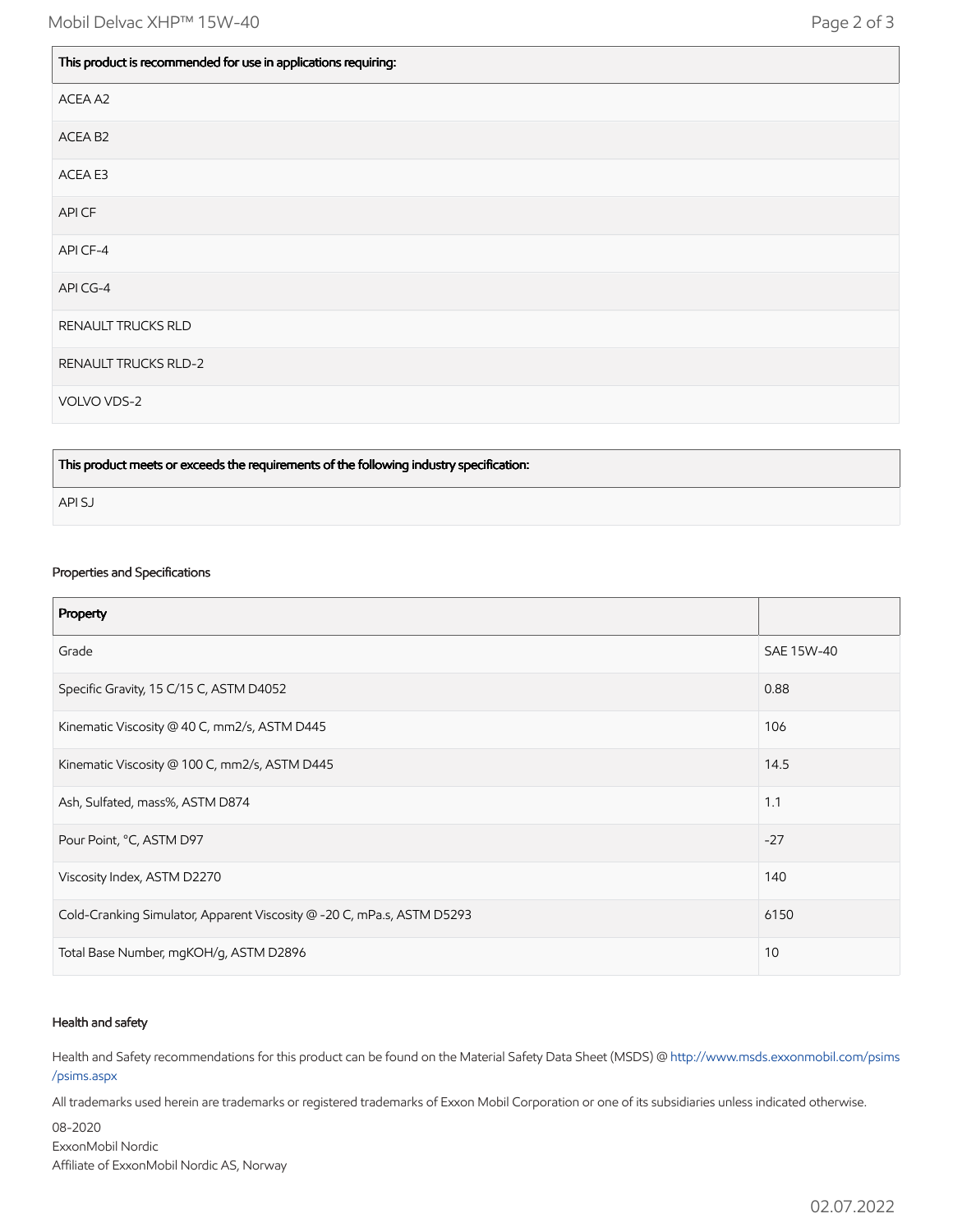| This product is recommended for use in applications requiring: |
|---|
| ACEA A2 |
| ACEA B2 |
| ACEA E3 |
| API CF |
| API CF-4 |
| API CG-4 |
| RENAULT TRUCKS RLD |
| RENAULT TRUCKS RLD-2 |
| VOLVO VDS-2 |

| This product meets or exceeds the requirements of the following industry specification: |
|---|
| API SJ |

### Properties and Specifications

| Property | |
|---|---|
| Grade | SAE 15W-40 |
| Specific Gravity, 15 C/15 C, ASTM D4052 | 0.88 |
| Kinematic Viscosity @ 40 C, mm2/s, ASTM D445 | 106 |
| Kinematic Viscosity @ 100 C, mm2/s, ASTM D445 | 14.5 |
| Ash, Sulfated, mass%, ASTM D874 | 1.1 |
| Pour Point, °C, ASTM D97 | -27 |
| Viscosity Index, ASTM D2270 | 140 |
| Cold-Cranking Simulator, Apparent Viscosity @ -20 C, mPa.s, ASTM D5293 | 6150 |
| Total Base Number, mgKOH/g, ASTM D2896 | 10 |

### Health and safety

Health and Safety recommendations for this product can be found on the Material Safety Data Sheet (MSDS) @ http://www.msds.exxonmobil.com/psims/psims.aspx

All trademarks used herein are trademarks or registered trademarks of Exxon Mobil Corporation or one of its subsidiaries unless indicated otherwise.

08-2020
ExxonMobil Nordic
Affiliate of ExxonMobil Nordic AS, Norway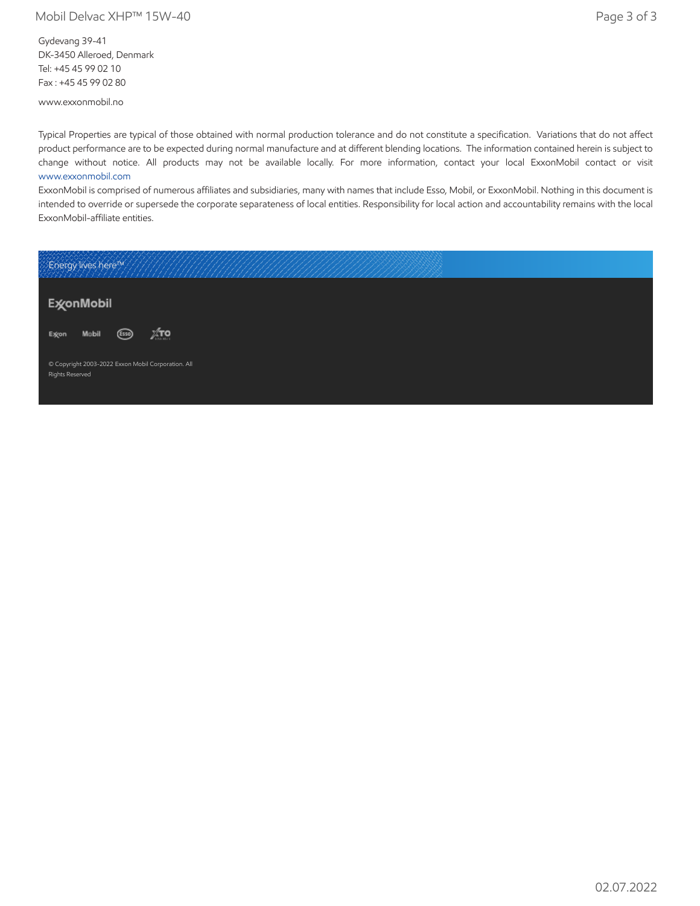Gydevang 39-41
DK-3450 Alleroed, Denmark
Tel: +45 45 99 02 10
Fax : +45 45 99 02 80

www.exxonmobil.no

Typical Properties are typical of those obtained with normal production tolerance and do not constitute a specification. Variations that do not affect product performance are to be expected during normal manufacture and at different blending locations. The information contained herein is subject to change without notice. All products may not be available locally. For more information, contact your local ExxonMobil contact or visit www.exxonmobil.com

ExxonMobil is comprised of numerous affiliates and subsidiaries, many with names that include Esso, Mobil, or ExxonMobil. Nothing in this document is intended to override or supersede the corporate separateness of local entities. Responsibility for local action and accountability remains with the local ExxonMobil-affiliate entities.

Energy lives here™

ExxonMobil

Exxon Mobil Esso XTO

© Copyright 2003-2022 Exxon Mobil Corporation. All Rights Reserved

02.07.2022